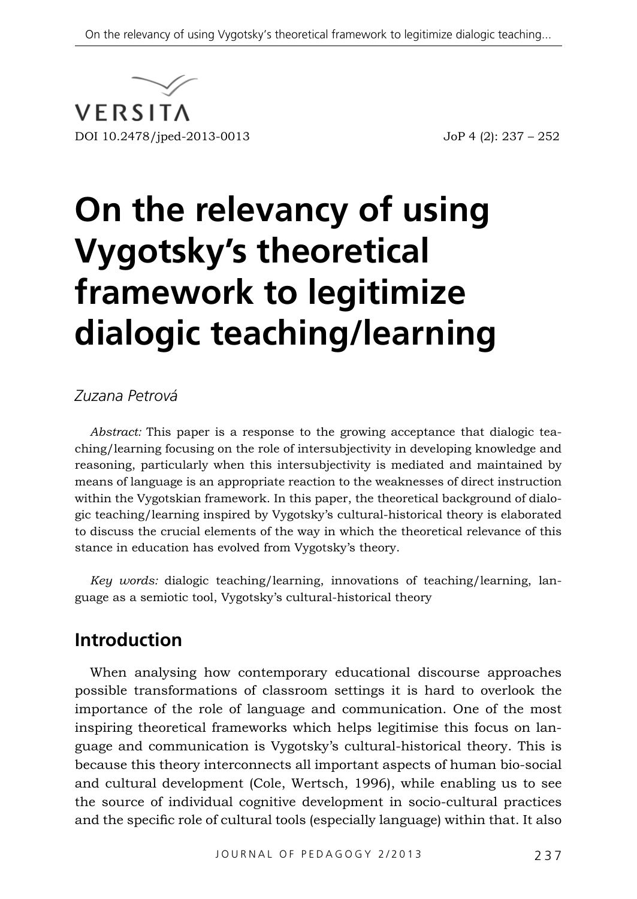VERSITA

DOI 10.2478/jped-2013-0013

# On the relevancy of using Vygotsky's theoretical framework to legitimize dialogic teaching/learning

*Zuzana Petrová*

*Abstract:* This paper is a response to the growing acceptance that dialogic teaching/learning focusing on the role of intersubjectivity in developing knowledge and reasoning, particularly when this intersubjectivity is mediated and maintained by means of language is an appropriate reaction to the weaknesses of direct instruction within the Vygotskian framework. In this paper, the theoretical background of dialogic teaching/learning inspired by Vygotsky's cultural-historical theory is elaborated to discuss the crucial elements of the way in which the theoretical relevance of this stance in education has evolved from Vygotsky's theory.

*Key words:* dialogic teaching/learning, innovations of teaching/learning, language as a semiotic tool, Vygotsky's cultural-historical theory

## Introduction

When analysing how contemporary educational discourse approaches possible transformations of classroom settings it is hard to overlook the importance of the role of language and communication. One of the most inspiring theoretical frameworks which helps legitimise this focus on language and communication is Vygotsky's cultural-historical theory. This is because this theory interconnects all important aspects of human bio-social and cultural development (Cole, Wertsch, 1996), while enabling us to see the source of individual cognitive development in socio-cultural practices and the specific role of cultural tools (especially language) within that. It also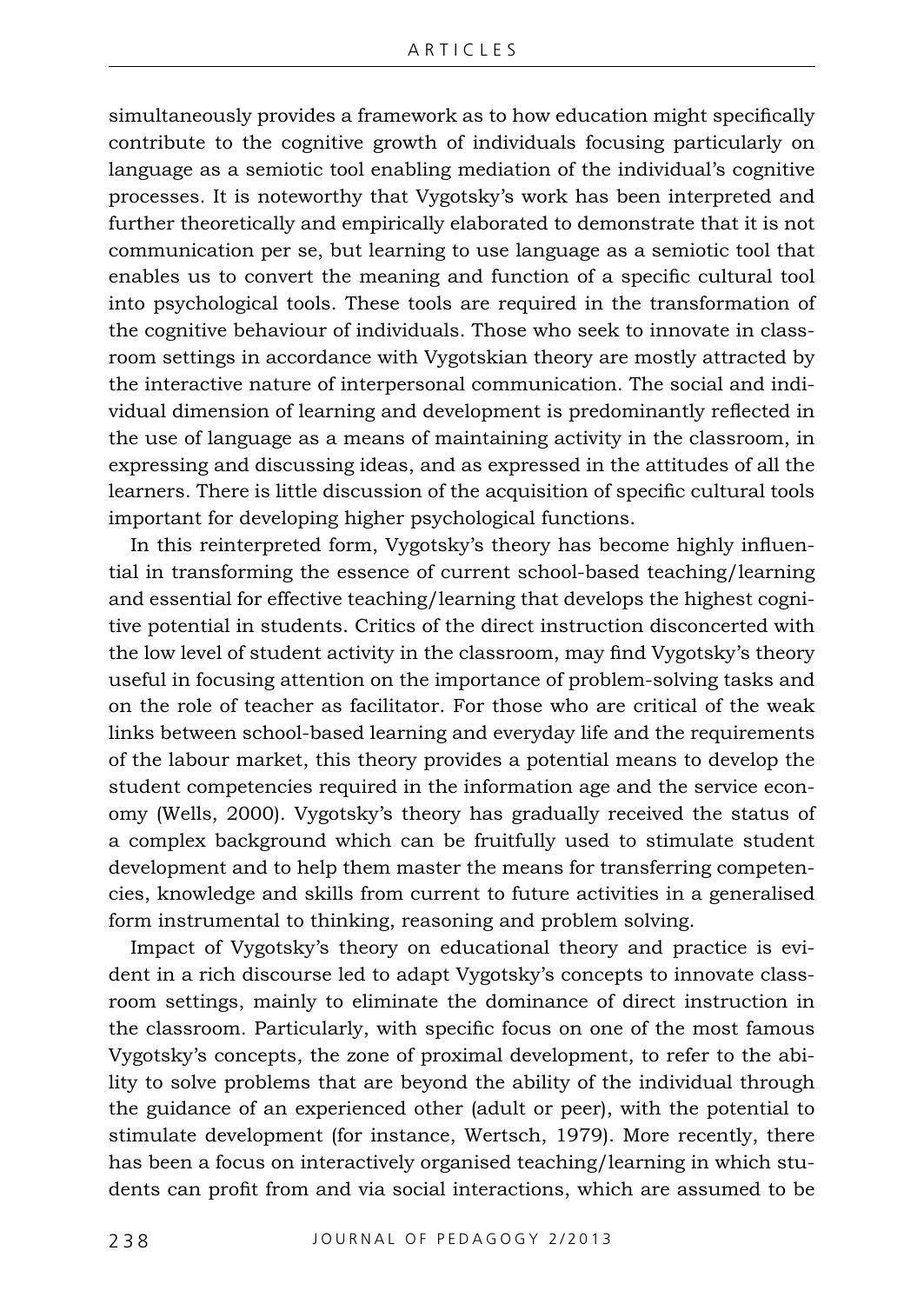simultaneously provides a framework as to how education might specifically contribute to the cognitive growth of individuals focusing particularly on language as a semiotic tool enabling mediation of the individual's cognitive processes. It is noteworthy that Vygotsky's work has been interpreted and further theoretically and empirically elaborated to demonstrate that it is not communication per se, but learning to use language as a semiotic tool that enables us to convert the meaning and function of a specific cultural tool into psychological tools. These tools are required in the transformation of the cognitive behaviour of individuals. Those who seek to innovate in classroom settings in accordance with Vygotskian theory are mostly attracted by the interactive nature of interpersonal communication. The social and individual dimension of learning and development is predominantly reflected in the use of language as a means of maintaining activity in the classroom, in expressing and discussing ideas, and as expressed in the attitudes of all the learners. There is little discussion of the acquisition of specific cultural tools important for developing higher psychological functions.

In this reinterpreted form, Vygotsky's theory has become highly influential in transforming the essence of current school-based teaching/learning and essential for effective teaching/learning that develops the highest cognitive potential in students. Critics of the direct instruction disconcerted with the low level of student activity in the classroom, may find Vygotsky's theory useful in focusing attention on the importance of problem-solving tasks and on the role of teacher as facilitator. For those who are critical of the weak links between school-based learning and everyday life and the requirements of the labour market, this theory provides a potential means to develop the student competencies required in the information age and the service economy (Wells, 2000). Vygotsky's theory has gradually received the status of a complex background which can be fruitfully used to stimulate student development and to help them master the means for transferring competencies, knowledge and skills from current to future activities in a generalised form instrumental to thinking, reasoning and problem solving.

Impact of Vygotsky's theory on educational theory and practice is evident in a rich discourse led to adapt Vygotsky's concepts to innovate classroom settings, mainly to eliminate the dominance of direct instruction in the classroom. Particularly, with specific focus on one of the most famous Vygotsky's concepts, the zone of proximal development, to refer to the ability to solve problems that are beyond the ability of the individual through the guidance of an experienced other (adult or peer), with the potential to stimulate development (for instance, Wertsch, 1979). More recently, there has been a focus on interactively organised teaching/learning in which students can profit from and via social interactions, which are assumed to be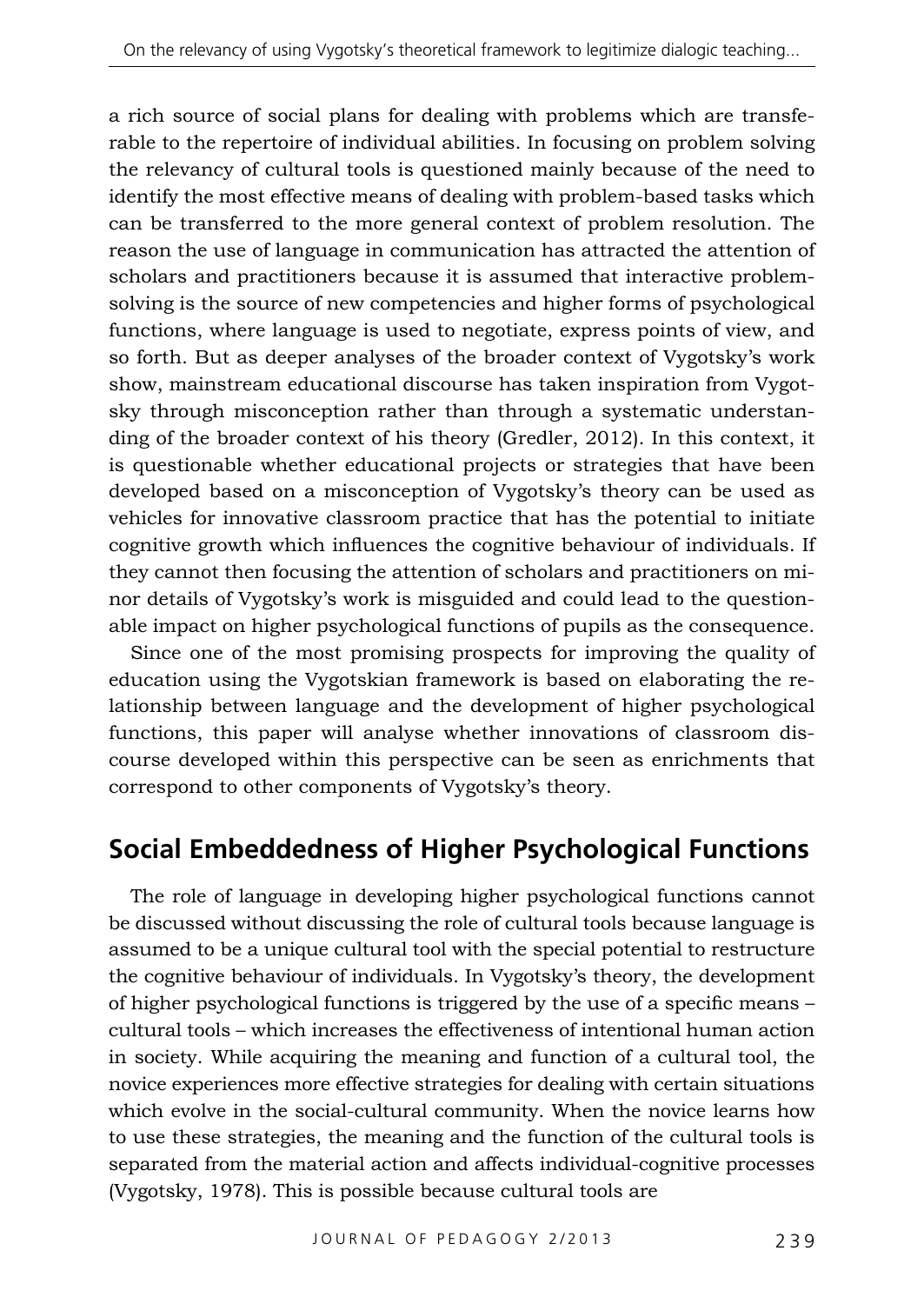a rich source of social plans for dealing with problems which are transferable to the repertoire of individual abilities. In focusing on problem solving the relevancy of cultural tools is questioned mainly because of the need to identify the most effective means of dealing with problem-based tasks which can be transferred to the more general context of problem resolution. The reason the use of language in communication has attracted the attention of scholars and practitioners because it is assumed that interactive problem-solving is the source of new competencies and higher forms of psychological functions, where language is used to negotiate, express points of view, and so forth. But as deeper analyses of the broader context of Vygotsky's work show, mainstream educational discourse has taken inspiration from Vygotsky through misconception rather than through a systematic understanding of the broader context of his theory (Gredler, 2012). In this context, it is questionable whether educational projects or strategies that have been developed based on a misconception of Vygotsky's theory can be used as vehicles for innovative classroom practice that has the potential to initiate cognitive growth which influences the cognitive behaviour of individuals. If they cannot then focusing the attention of scholars and practitioners on minor details of Vygotsky's work is misguided and could lead to the questionable impact on higher psychological functions of pupils as the consequence.

Since one of the most promising prospects for improving the quality of education using the Vygotskian framework is based on elaborating the relationship between language and the development of higher psychological functions, this paper will analyse whether innovations of classroom discourse developed within this perspective can be seen as enrichments that correspond to other components of Vygotsky's theory.

## Social Embeddedness of Higher Psychological Functions

The role of language in developing higher psychological functions cannot be discussed without discussing the role of cultural tools because language is assumed to be a unique cultural tool with the special potential to restructure the cognitive behaviour of individuals. In Vygotsky's theory, the development of higher psychological functions is triggered by the use of a specific means – cultural tools – which increases the effectiveness of intentional human action in society. While acquiring the meaning and function of a cultural tool, the novice experiences more effective strategies for dealing with certain situations which evolve in the social-cultural community. When the novice learns how to use these strategies, the meaning and the function of the cultural tools is separated from the material action and affects individual-cognitive processes (Vygotsky, 1978). This is possible because cultural tools are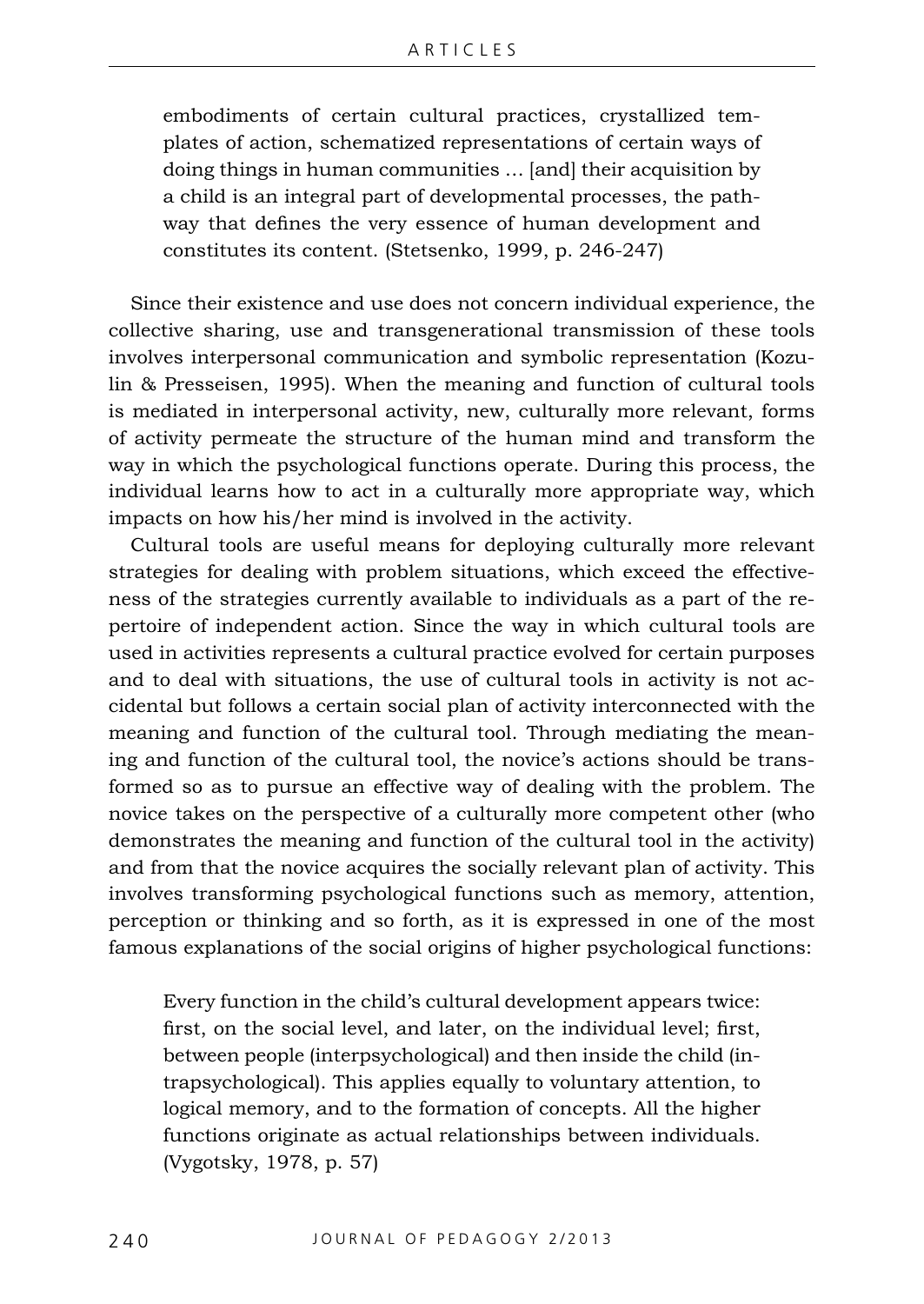> embodiments of certain cultural practices, crystallized templates of action, schematized representations of certain ways of doing things in human communities … [and] their acquisition by a child is an integral part of developmental processes, the pathway that defines the very essence of human development and constitutes its content. (Stetsenko, 1999, p. 246-247)

Since their existence and use does not concern individual experience, the collective sharing, use and transgenerational transmission of these tools involves interpersonal communication and symbolic representation (Kozulin & Presseisen, 1995). When the meaning and function of cultural tools is mediated in interpersonal activity, new, culturally more relevant, forms of activity permeate the structure of the human mind and transform the way in which the psychological functions operate. During this process, the individual learns how to act in a culturally more appropriate way, which impacts on how his/her mind is involved in the activity.

Cultural tools are useful means for deploying culturally more relevant strategies for dealing with problem situations, which exceed the effectiveness of the strategies currently available to individuals as a part of the repertoire of independent action. Since the way in which cultural tools are used in activities represents a cultural practice evolved for certain purposes and to deal with situations, the use of cultural tools in activity is not accidental but follows a certain social plan of activity interconnected with the meaning and function of the cultural tool. Through mediating the meaning and function of the cultural tool, the novice's actions should be transformed so as to pursue an effective way of dealing with the problem. The novice takes on the perspective of a culturally more competent other (who demonstrates the meaning and function of the cultural tool in the activity) and from that the novice acquires the socially relevant plan of activity. This involves transforming psychological functions such as memory, attention, perception or thinking and so forth, as it is expressed in one of the most famous explanations of the social origins of higher psychological functions:

> Every function in the child's cultural development appears twice: first, on the social level, and later, on the individual level; first, between people (interpsychological) and then inside the child (intrapsychological). This applies equally to voluntary attention, to logical memory, and to the formation of concepts. All the higher functions originate as actual relationships between individuals. (Vygotsky, 1978, p. 57)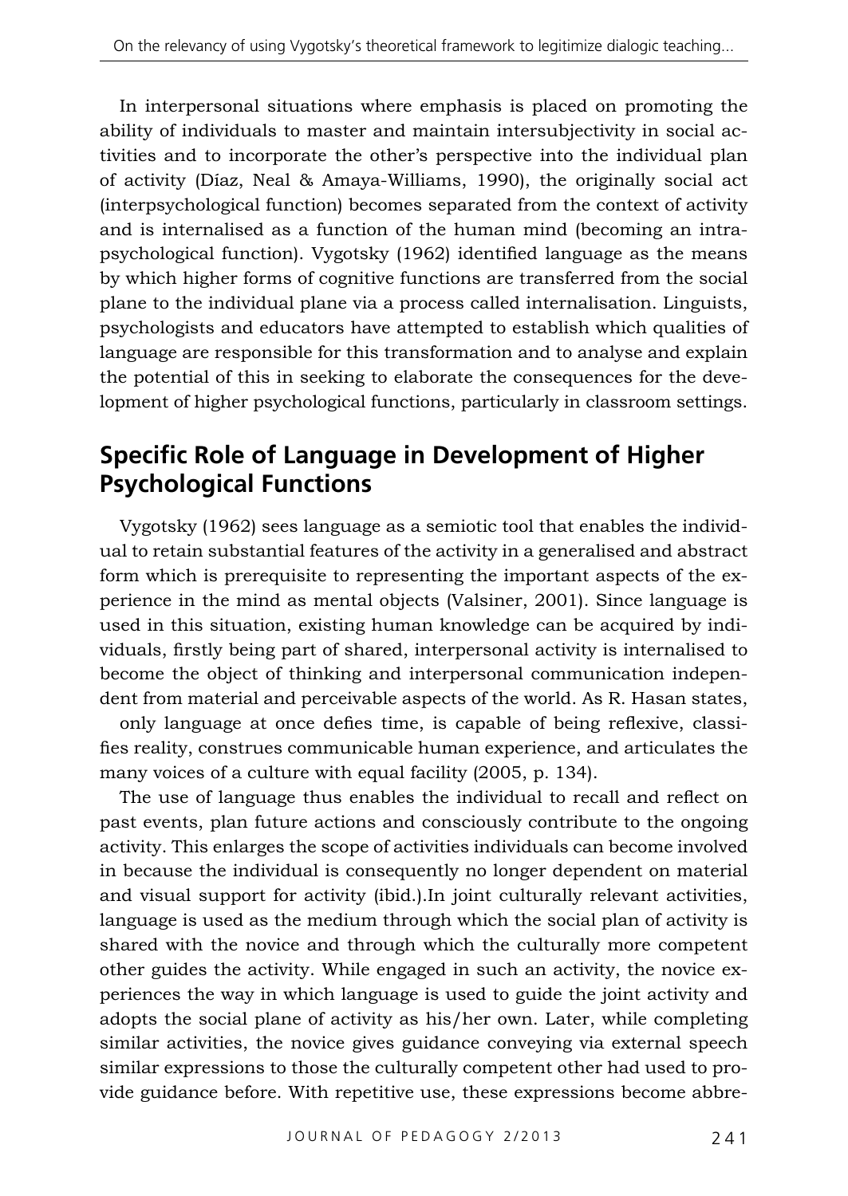In interpersonal situations where emphasis is placed on promoting the ability of individuals to master and maintain intersubjectivity in social activities and to incorporate the other's perspective into the individual plan of activity (Díaz, Neal & Amaya-Williams, 1990), the originally social act (interpsychological function) becomes separated from the context of activity and is internalised as a function of the human mind (becoming an intrapsychological function). Vygotsky (1962) identified language as the means by which higher forms of cognitive functions are transferred from the social plane to the individual plane via a process called internalisation. Linguists, psychologists and educators have attempted to establish which qualities of language are responsible for this transformation and to analyse and explain the potential of this in seeking to elaborate the consequences for the development of higher psychological functions, particularly in classroom settings.

## Specific Role of Language in Development of Higher Psychological Functions

Vygotsky (1962) sees language as a semiotic tool that enables the individual to retain substantial features of the activity in a generalised and abstract form which is prerequisite to representing the important aspects of the experience in the mind as mental objects (Valsiner, 2001). Since language is used in this situation, existing human knowledge can be acquired by individuals, firstly being part of shared, interpersonal activity is internalised to become the object of thinking and interpersonal communication independent from material and perceivable aspects of the world. As R. Hasan states,

> only language at once defies time, is capable of being reflexive, classifies reality, construes communicable human experience, and articulates the many voices of a culture with equal facility (2005, p. 134).

The use of language thus enables the individual to recall and reflect on past events, plan future actions and consciously contribute to the ongoing activity. This enlarges the scope of activities individuals can become involved in because the individual is consequently no longer dependent on material and visual support for activity (ibid.).In joint culturally relevant activities, language is used as the medium through which the social plan of activity is shared with the novice and through which the culturally more competent other guides the activity. While engaged in such an activity, the novice experiences the way in which language is used to guide the joint activity and adopts the social plane of activity as his/her own. Later, while completing similar activities, the novice gives guidance conveying via external speech similar expressions to those the culturally competent other had used to provide guidance before. With repetitive use, these expressions become abbre-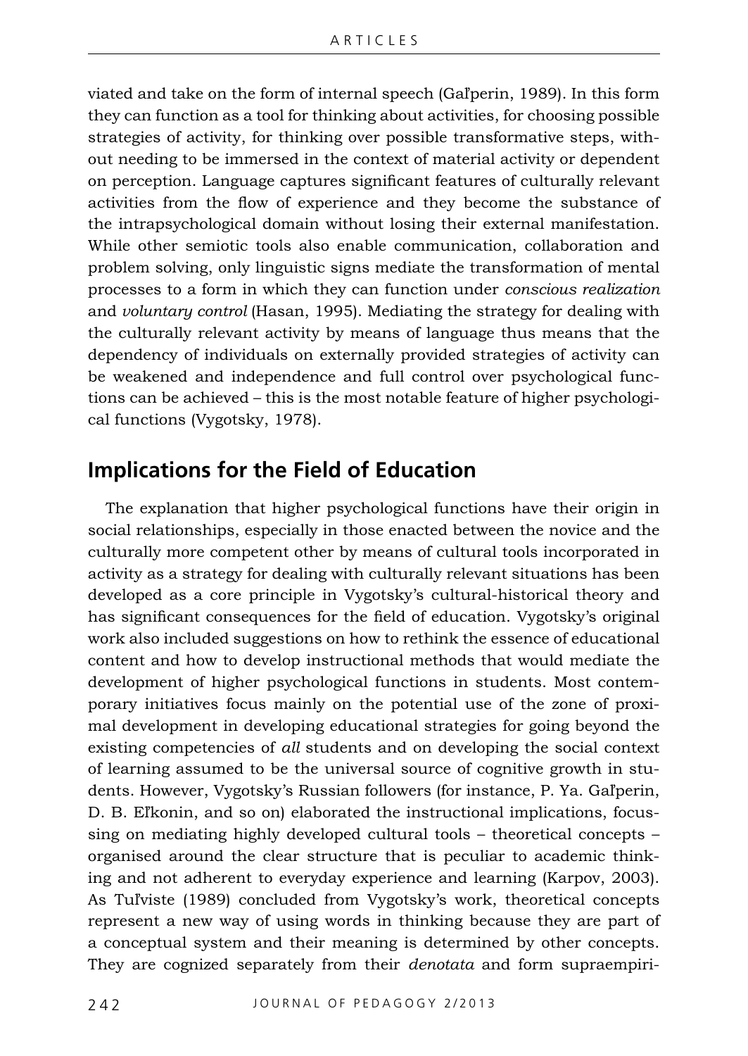viated and take on the form of internal speech (Gal'perin, 1989). In this form they can function as a tool for thinking about activities, for choosing possible strategies of activity, for thinking over possible transformative steps, without needing to be immersed in the context of material activity or dependent on perception. Language captures significant features of culturally relevant activities from the flow of experience and they become the substance of the intrapsychological domain without losing their external manifestation. While other semiotic tools also enable communication, collaboration and problem solving, only linguistic signs mediate the transformation of mental processes to a form in which they can function under *conscious realization* and *voluntary control* (Hasan, 1995). Mediating the strategy for dealing with the culturally relevant activity by means of language thus means that the dependency of individuals on externally provided strategies of activity can be weakened and independence and full control over psychological functions can be achieved – this is the most notable feature of higher psychological functions (Vygotsky, 1978).

## Implications for the Field of Education

The explanation that higher psychological functions have their origin in social relationships, especially in those enacted between the novice and the culturally more competent other by means of cultural tools incorporated in activity as a strategy for dealing with culturally relevant situations has been developed as a core principle in Vygotsky's cultural-historical theory and has significant consequences for the field of education. Vygotsky's original work also included suggestions on how to rethink the essence of educational content and how to develop instructional methods that would mediate the development of higher psychological functions in students. Most contemporary initiatives focus mainly on the potential use of the zone of proximal development in developing educational strategies for going beyond the existing competencies of *all* students and on developing the social context of learning assumed to be the universal source of cognitive growth in students. However, Vygotsky's Russian followers (for instance, P. Ya. Gal'perin, D. B. El'konin, and so on) elaborated the instructional implications, focussing on mediating highly developed cultural tools – theoretical concepts – organised around the clear structure that is peculiar to academic thinking and not adherent to everyday experience and learning (Karpov, 2003). As Tul'viste (1989) concluded from Vygotsky's work, theoretical concepts represent a new way of using words in thinking because they are part of a conceptual system and their meaning is determined by other concepts. They are cognized separately from their *denotata* and form supraempiri-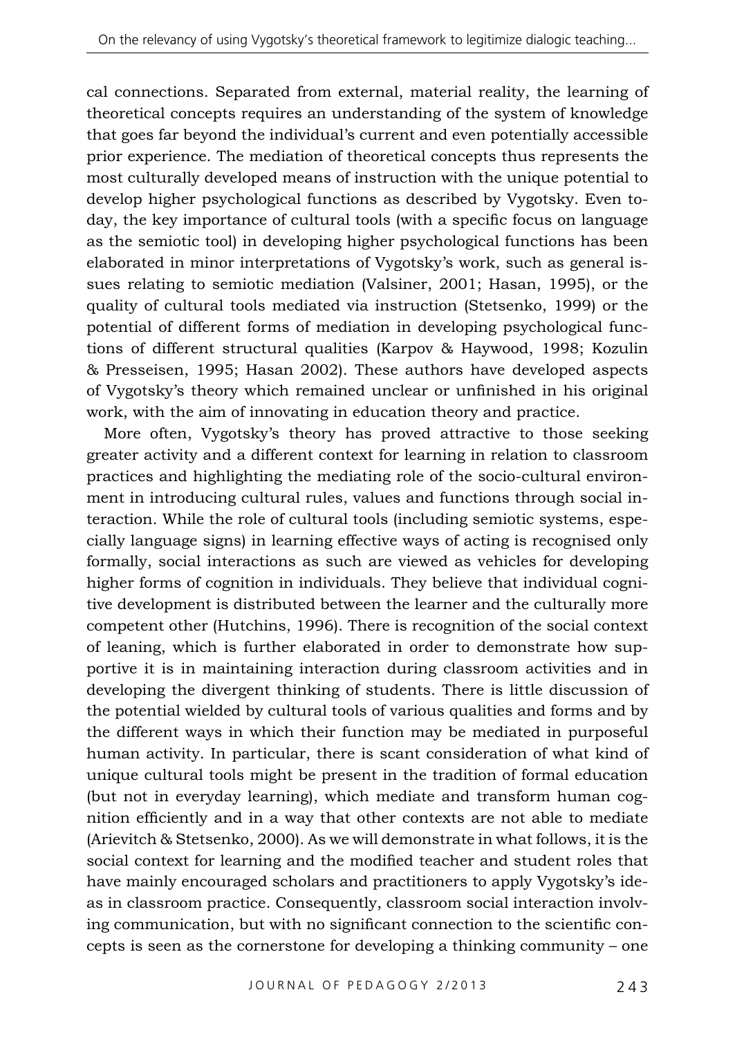cal connections. Separated from external, material reality, the learning of theoretical concepts requires an understanding of the system of knowledge that goes far beyond the individual's current and even potentially accessible prior experience. The mediation of theoretical concepts thus represents the most culturally developed means of instruction with the unique potential to develop higher psychological functions as described by Vygotsky. Even today, the key importance of cultural tools (with a specific focus on language as the semiotic tool) in developing higher psychological functions has been elaborated in minor interpretations of Vygotsky's work, such as general issues relating to semiotic mediation (Valsiner, 2001; Hasan, 1995), or the quality of cultural tools mediated via instruction (Stetsenko, 1999) or the potential of different forms of mediation in developing psychological functions of different structural qualities (Karpov & Haywood, 1998; Kozulin & Presseisen, 1995; Hasan 2002). These authors have developed aspects of Vygotsky's theory which remained unclear or unfinished in his original work, with the aim of innovating in education theory and practice.

More often, Vygotsky's theory has proved attractive to those seeking greater activity and a different context for learning in relation to classroom practices and highlighting the mediating role of the socio-cultural environment in introducing cultural rules, values and functions through social interaction. While the role of cultural tools (including semiotic systems, especially language signs) in learning effective ways of acting is recognised only formally, social interactions as such are viewed as vehicles for developing higher forms of cognition in individuals. They believe that individual cognitive development is distributed between the learner and the culturally more competent other (Hutchins, 1996). There is recognition of the social context of leaning, which is further elaborated in order to demonstrate how supportive it is in maintaining interaction during classroom activities and in developing the divergent thinking of students. There is little discussion of the potential wielded by cultural tools of various qualities and forms and by the different ways in which their function may be mediated in purposeful human activity. In particular, there is scant consideration of what kind of unique cultural tools might be present in the tradition of formal education (but not in everyday learning), which mediate and transform human cognition efficiently and in a way that other contexts are not able to mediate (Arievitch & Stetsenko, 2000). As we will demonstrate in what follows, it is the social context for learning and the modified teacher and student roles that have mainly encouraged scholars and practitioners to apply Vygotsky's ideas in classroom practice. Consequently, classroom social interaction involving communication, but with no significant connection to the scientific concepts is seen as the cornerstone for developing a thinking community – one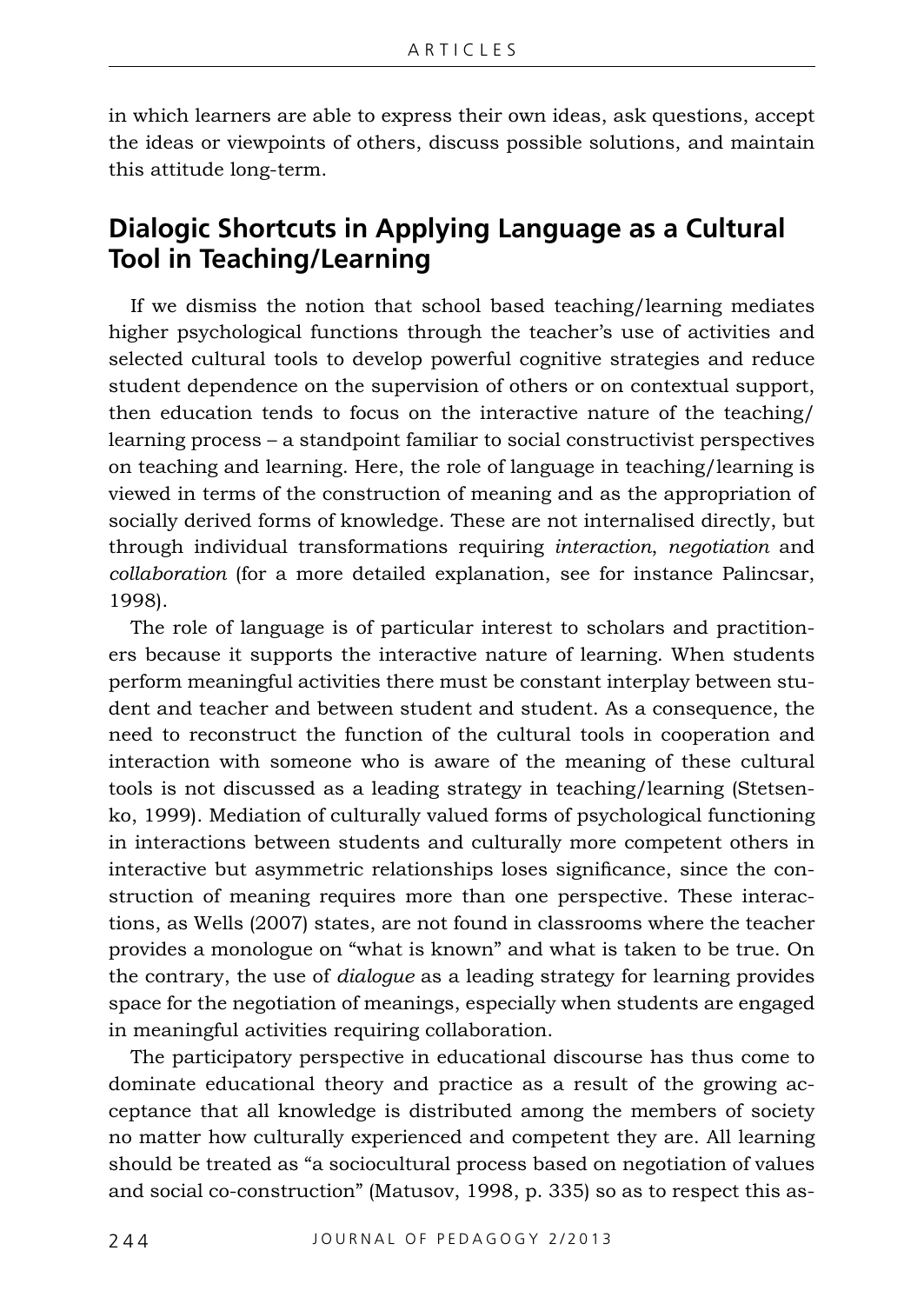in which learners are able to express their own ideas, ask questions, accept the ideas or viewpoints of others, discuss possible solutions, and maintain this attitude long-term.

## Dialogic Shortcuts in Applying Language as a Cultural Tool in Teaching/Learning

If we dismiss the notion that school based teaching/learning mediates higher psychological functions through the teacher's use of activities and selected cultural tools to develop powerful cognitive strategies and reduce student dependence on the supervision of others or on contextual support, then education tends to focus on the interactive nature of the teaching/learning process – a standpoint familiar to social constructivist perspectives on teaching and learning. Here, the role of language in teaching/learning is viewed in terms of the construction of meaning and as the appropriation of socially derived forms of knowledge. These are not internalised directly, but through individual transformations requiring *interaction*, *negotiation* and *collaboration* (for a more detailed explanation, see for instance Palincsar, 1998).

The role of language is of particular interest to scholars and practitioners because it supports the interactive nature of learning. When students perform meaningful activities there must be constant interplay between student and teacher and between student and student. As a consequence, the need to reconstruct the function of the cultural tools in cooperation and interaction with someone who is aware of the meaning of these cultural tools is not discussed as a leading strategy in teaching/learning (Stetsenko, 1999). Mediation of culturally valued forms of psychological functioning in interactions between students and culturally more competent others in interactive but asymmetric relationships loses significance, since the construction of meaning requires more than one perspective. These interactions, as Wells (2007) states, are not found in classrooms where the teacher provides a monologue on "what is known" and what is taken to be true. On the contrary, the use of *dialogue* as a leading strategy for learning provides space for the negotiation of meanings, especially when students are engaged in meaningful activities requiring collaboration.

The participatory perspective in educational discourse has thus come to dominate educational theory and practice as a result of the growing acceptance that all knowledge is distributed among the members of society no matter how culturally experienced and competent they are. All learning should be treated as "a sociocultural process based on negotiation of values and social co-construction" (Matusov, 1998, p. 335) so as to respect this as-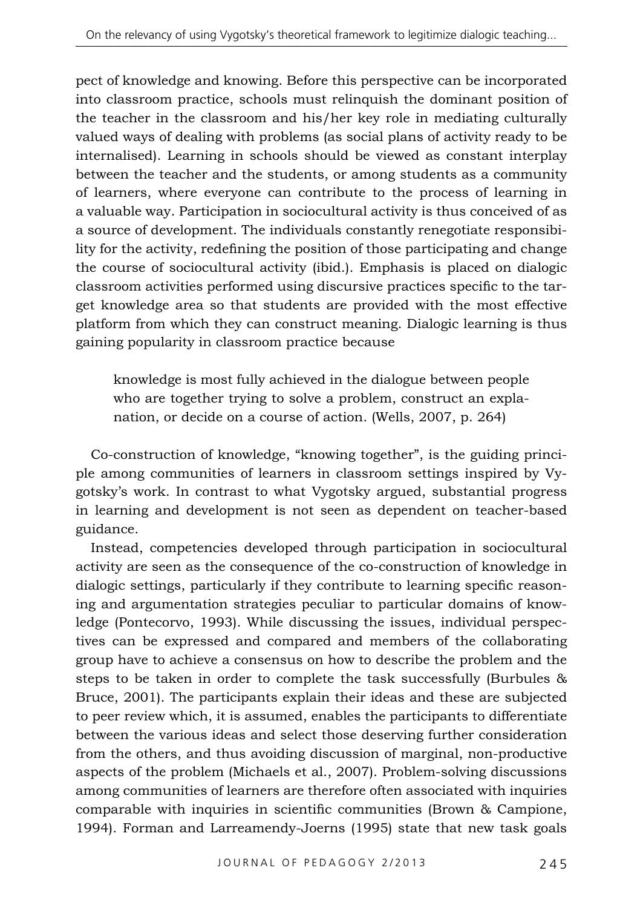pect of knowledge and knowing. Before this perspective can be incorporated into classroom practice, schools must relinquish the dominant position of the teacher in the classroom and his/her key role in mediating culturally valued ways of dealing with problems (as social plans of activity ready to be internalised). Learning in schools should be viewed as constant interplay between the teacher and the students, or among students as a community of learners, where everyone can contribute to the process of learning in a valuable way. Participation in sociocultural activity is thus conceived of as a source of development. The individuals constantly renegotiate responsibility for the activity, redefining the position of those participating and change the course of sociocultural activity (ibid.). Emphasis is placed on dialogic classroom activities performed using discursive practices specific to the target knowledge area so that students are provided with the most effective platform from which they can construct meaning. Dialogic learning is thus gaining popularity in classroom practice because

> knowledge is most fully achieved in the dialogue between people who are together trying to solve a problem, construct an explanation, or decide on a course of action. (Wells, 2007, p. 264)

Co-construction of knowledge, "knowing together", is the guiding principle among communities of learners in classroom settings inspired by Vygotsky's work. In contrast to what Vygotsky argued, substantial progress in learning and development is not seen as dependent on teacher-based guidance.

Instead, competencies developed through participation in sociocultural activity are seen as the consequence of the co-construction of knowledge in dialogic settings, particularly if they contribute to learning specific reasoning and argumentation strategies peculiar to particular domains of knowledge (Pontecorvo, 1993). While discussing the issues, individual perspectives can be expressed and compared and members of the collaborating group have to achieve a consensus on how to describe the problem and the steps to be taken in order to complete the task successfully (Burbules & Bruce, 2001). The participants explain their ideas and these are subjected to peer review which, it is assumed, enables the participants to differentiate between the various ideas and select those deserving further consideration from the others, and thus avoiding discussion of marginal, non-productive aspects of the problem (Michaels et al., 2007). Problem-solving discussions among communities of learners are therefore often associated with inquiries comparable with inquiries in scientific communities (Brown & Campione, 1994). Forman and Larreamendy-Joerns (1995) state that new task goals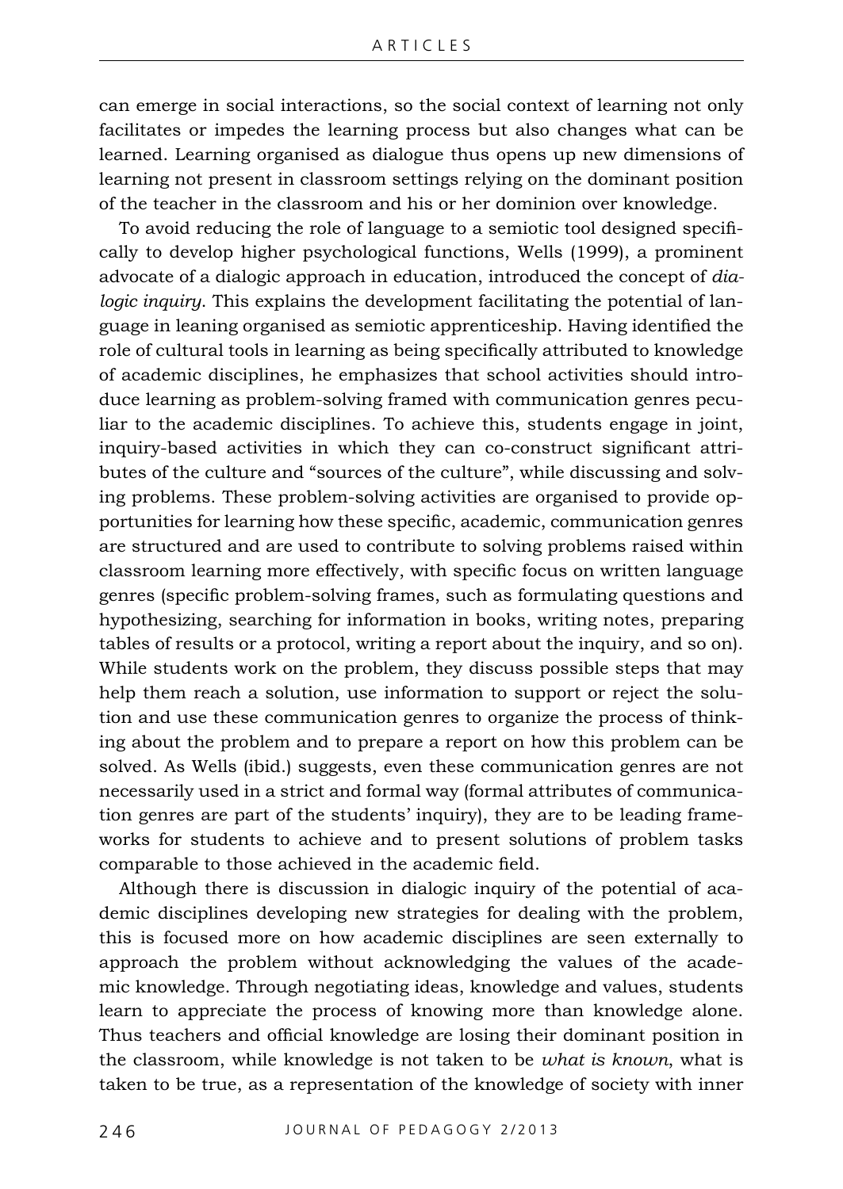can emerge in social interactions, so the social context of learning not only facilitates or impedes the learning process but also changes what can be learned. Learning organised as dialogue thus opens up new dimensions of learning not present in classroom settings relying on the dominant position of the teacher in the classroom and his or her dominion over knowledge.

To avoid reducing the role of language to a semiotic tool designed specifically to develop higher psychological functions, Wells (1999), a prominent advocate of a dialogic approach in education, introduced the concept of *dialogic inquiry*. This explains the development facilitating the potential of language in leaning organised as semiotic apprenticeship. Having identified the role of cultural tools in learning as being specifically attributed to knowledge of academic disciplines, he emphasizes that school activities should introduce learning as problem-solving framed with communication genres peculiar to the academic disciplines. To achieve this, students engage in joint, inquiry-based activities in which they can co-construct significant attributes of the culture and "sources of the culture", while discussing and solving problems. These problem-solving activities are organised to provide opportunities for learning how these specific, academic, communication genres are structured and are used to contribute to solving problems raised within classroom learning more effectively, with specific focus on written language genres (specific problem-solving frames, such as formulating questions and hypothesizing, searching for information in books, writing notes, preparing tables of results or a protocol, writing a report about the inquiry, and so on). While students work on the problem, they discuss possible steps that may help them reach a solution, use information to support or reject the solution and use these communication genres to organize the process of thinking about the problem and to prepare a report on how this problem can be solved. As Wells (ibid.) suggests, even these communication genres are not necessarily used in a strict and formal way (formal attributes of communication genres are part of the students' inquiry), they are to be leading frameworks for students to achieve and to present solutions of problem tasks comparable to those achieved in the academic field.

Although there is discussion in dialogic inquiry of the potential of academic disciplines developing new strategies for dealing with the problem, this is focused more on how academic disciplines are seen externally to approach the problem without acknowledging the values of the academic knowledge. Through negotiating ideas, knowledge and values, students learn to appreciate the process of knowing more than knowledge alone. Thus teachers and official knowledge are losing their dominant position in the classroom, while knowledge is not taken to be *what is known*, what is taken to be true, as a representation of the knowledge of society with inner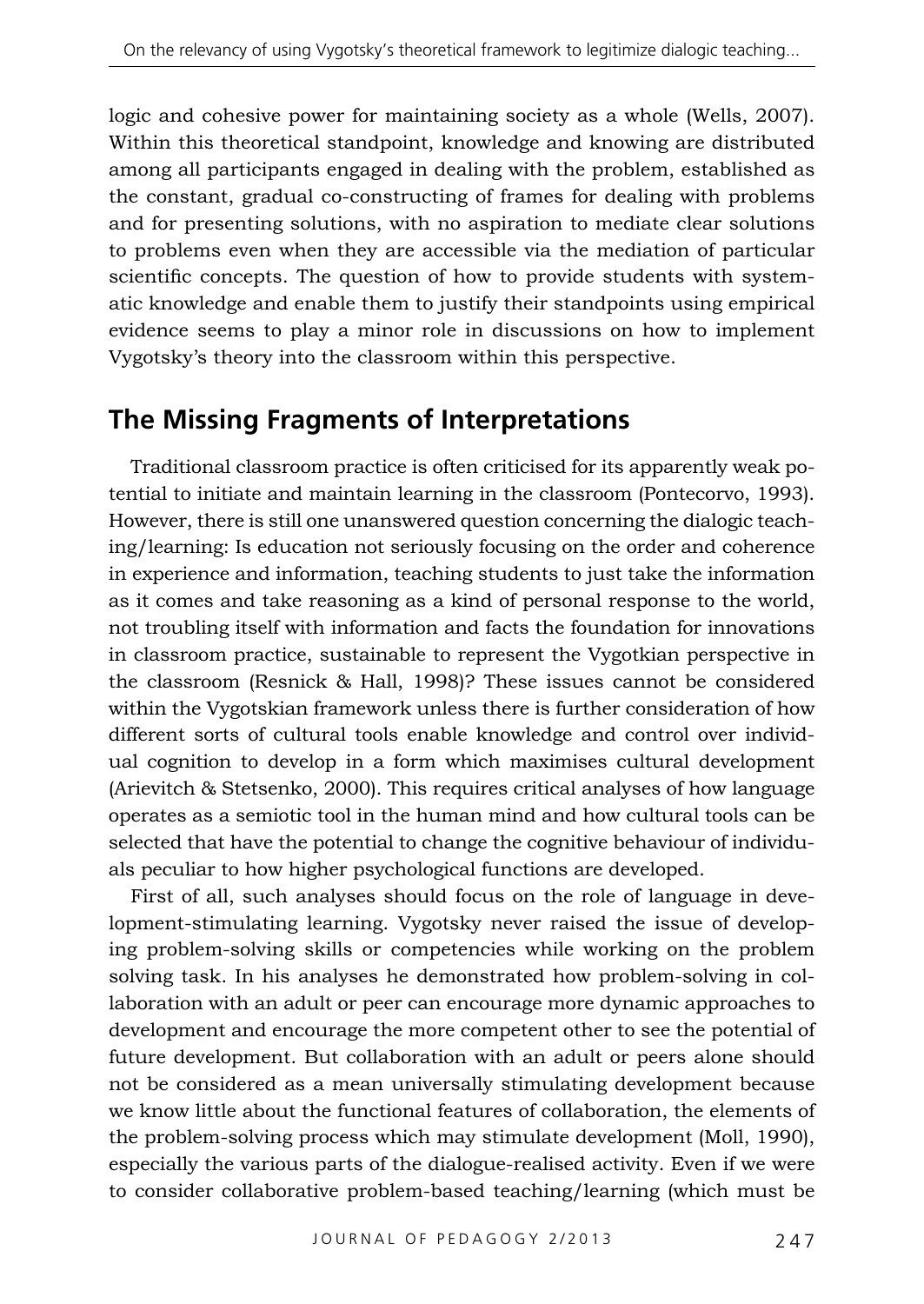logic and cohesive power for maintaining society as a whole (Wells, 2007). Within this theoretical standpoint, knowledge and knowing are distributed among all participants engaged in dealing with the problem, established as the constant, gradual co-constructing of frames for dealing with problems and for presenting solutions, with no aspiration to mediate clear solutions to problems even when they are accessible via the mediation of particular scientific concepts. The question of how to provide students with systematic knowledge and enable them to justify their standpoints using empirical evidence seems to play a minor role in discussions on how to implement Vygotsky's theory into the classroom within this perspective.

## The Missing Fragments of Interpretations

Traditional classroom practice is often criticised for its apparently weak potential to initiate and maintain learning in the classroom (Pontecorvo, 1993). However, there is still one unanswered question concerning the dialogic teaching/learning: Is education not seriously focusing on the order and coherence in experience and information, teaching students to just take the information as it comes and take reasoning as a kind of personal response to the world, not troubling itself with information and facts the foundation for innovations in classroom practice, sustainable to represent the Vygotkian perspective in the classroom (Resnick & Hall, 1998)? These issues cannot be considered within the Vygotskian framework unless there is further consideration of how different sorts of cultural tools enable knowledge and control over individual cognition to develop in a form which maximises cultural development (Arievitch & Stetsenko, 2000). This requires critical analyses of how language operates as a semiotic tool in the human mind and how cultural tools can be selected that have the potential to change the cognitive behaviour of individuals peculiar to how higher psychological functions are developed.

First of all, such analyses should focus on the role of language in development-stimulating learning. Vygotsky never raised the issue of developing problem-solving skills or competencies while working on the problem solving task. In his analyses he demonstrated how problem-solving in collaboration with an adult or peer can encourage more dynamic approaches to development and encourage the more competent other to see the potential of future development. But collaboration with an adult or peers alone should not be considered as a mean universally stimulating development because we know little about the functional features of collaboration, the elements of the problem-solving process which may stimulate development (Moll, 1990), especially the various parts of the dialogue-realised activity. Even if we were to consider collaborative problem-based teaching/learning (which must be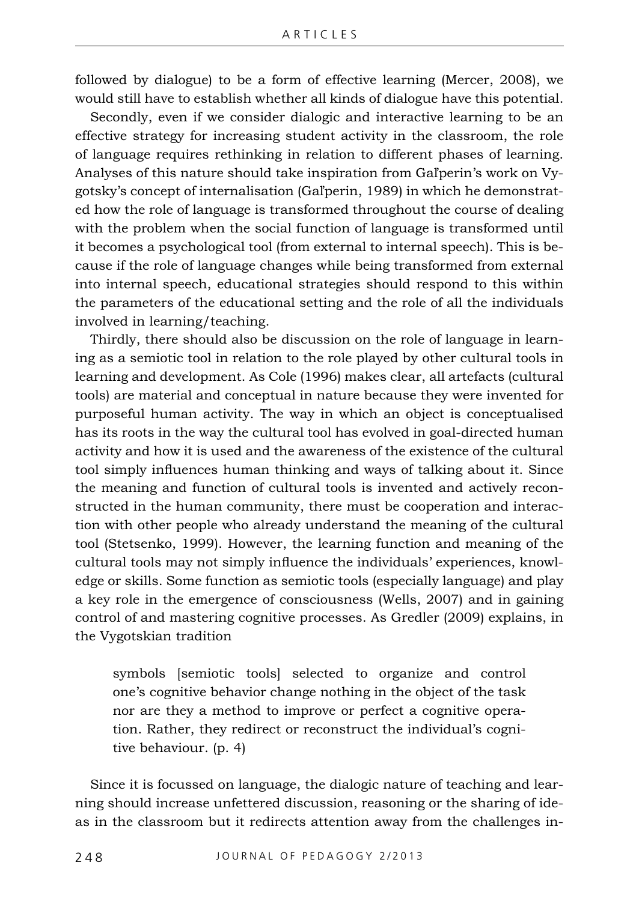followed by dialogue) to be a form of effective learning (Mercer, 2008), we would still have to establish whether all kinds of dialogue have this potential.

Secondly, even if we consider dialogic and interactive learning to be an effective strategy for increasing student activity in the classroom, the role of language requires rethinking in relation to different phases of learning. Analyses of this nature should take inspiration from Gal'perin's work on Vygotsky's concept of internalisation (Gal'perin, 1989) in which he demonstrated how the role of language is transformed throughout the course of dealing with the problem when the social function of language is transformed until it becomes a psychological tool (from external to internal speech). This is because if the role of language changes while being transformed from external into internal speech, educational strategies should respond to this within the parameters of the educational setting and the role of all the individuals involved in learning/teaching.

Thirdly, there should also be discussion on the role of language in learning as a semiotic tool in relation to the role played by other cultural tools in learning and development. As Cole (1996) makes clear, all artefacts (cultural tools) are material and conceptual in nature because they were invented for purposeful human activity. The way in which an object is conceptualised has its roots in the way the cultural tool has evolved in goal-directed human activity and how it is used and the awareness of the existence of the cultural tool simply influences human thinking and ways of talking about it. Since the meaning and function of cultural tools is invented and actively reconstructed in the human community, there must be cooperation and interaction with other people who already understand the meaning of the cultural tool (Stetsenko, 1999). However, the learning function and meaning of the cultural tools may not simply influence the individuals' experiences, knowledge or skills. Some function as semiotic tools (especially language) and play a key role in the emergence of consciousness (Wells, 2007) and in gaining control of and mastering cognitive processes. As Gredler (2009) explains, in the Vygotskian tradition

> symbols [semiotic tools] selected to organize and control one's cognitive behavior change nothing in the object of the task nor are they a method to improve or perfect a cognitive operation. Rather, they redirect or reconstruct the individual's cognitive behaviour. (p. 4)

Since it is focussed on language, the dialogic nature of teaching and learning should increase unfettered discussion, reasoning or the sharing of ideas in the classroom but it redirects attention away from the challenges in-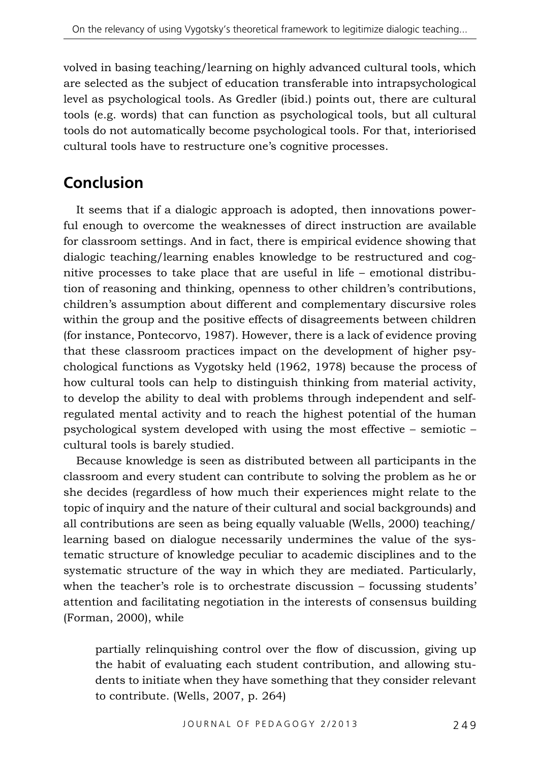volved in basing teaching/learning on highly advanced cultural tools, which are selected as the subject of education transferable into intrapsychological level as psychological tools. As Gredler (ibid.) points out, there are cultural tools (e.g. words) that can function as psychological tools, but all cultural tools do not automatically become psychological tools. For that, interiorised cultural tools have to restructure one's cognitive processes.

## Conclusion

It seems that if a dialogic approach is adopted, then innovations powerful enough to overcome the weaknesses of direct instruction are available for classroom settings. And in fact, there is empirical evidence showing that dialogic teaching/learning enables knowledge to be restructured and cognitive processes to take place that are useful in life – emotional distribution of reasoning and thinking, openness to other children's contributions, children's assumption about different and complementary discursive roles within the group and the positive effects of disagreements between children (for instance, Pontecorvo, 1987). However, there is a lack of evidence proving that these classroom practices impact on the development of higher psychological functions as Vygotsky held (1962, 1978) because the process of how cultural tools can help to distinguish thinking from material activity, to develop the ability to deal with problems through independent and self-regulated mental activity and to reach the highest potential of the human psychological system developed with using the most effective – semiotic – cultural tools is barely studied.

Because knowledge is seen as distributed between all participants in the classroom and every student can contribute to solving the problem as he or she decides (regardless of how much their experiences might relate to the topic of inquiry and the nature of their cultural and social backgrounds) and all contributions are seen as being equally valuable (Wells, 2000) teaching/learning based on dialogue necessarily undermines the value of the systematic structure of knowledge peculiar to academic disciplines and to the systematic structure of the way in which they are mediated. Particularly, when the teacher's role is to orchestrate discussion – focussing students' attention and facilitating negotiation in the interests of consensus building (Forman, 2000), while

> partially relinquishing control over the flow of discussion, giving up the habit of evaluating each student contribution, and allowing students to initiate when they have something that they consider relevant to contribute. (Wells, 2007, p. 264)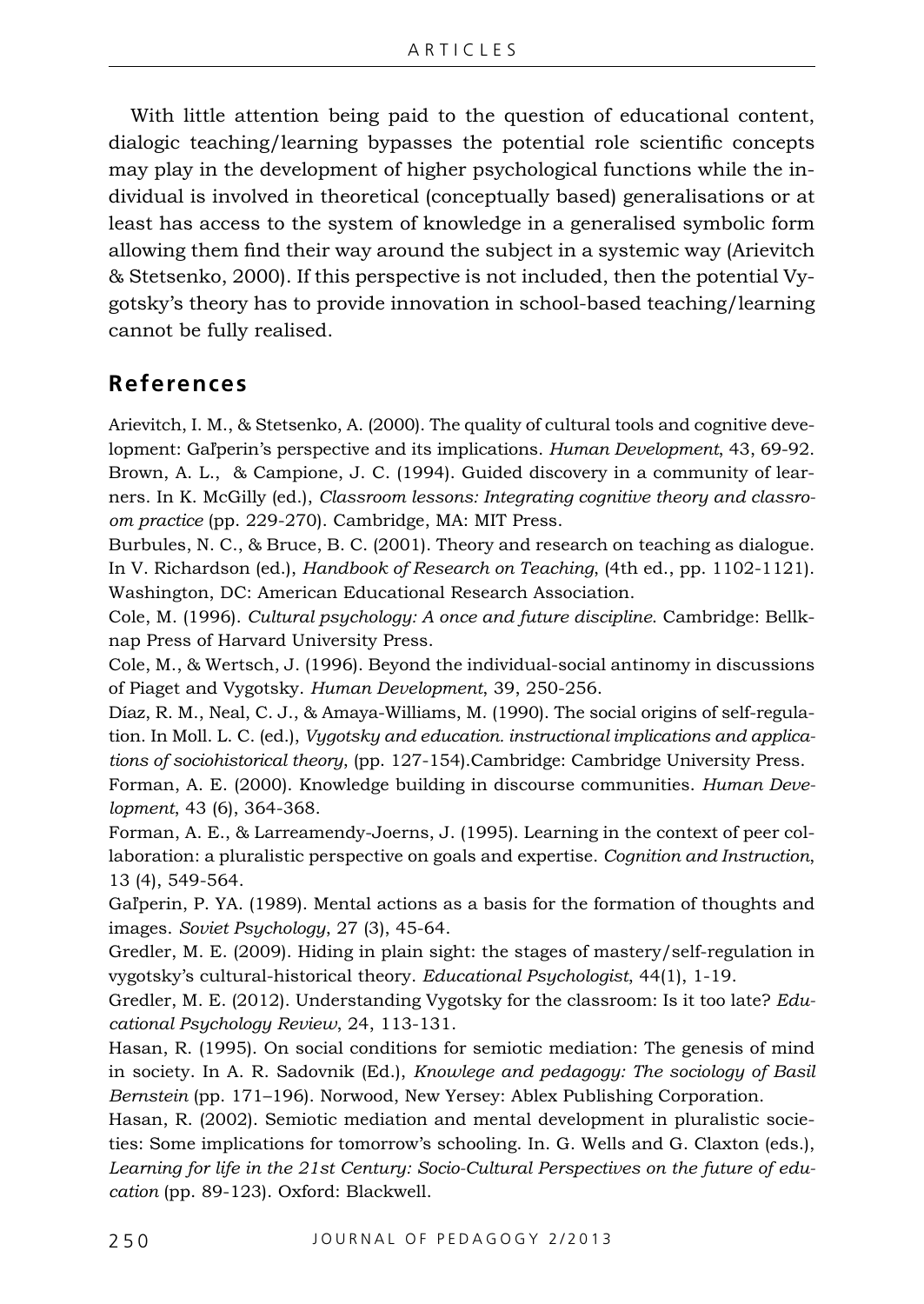With little attention being paid to the question of educational content, dialogic teaching/learning bypasses the potential role scientific concepts may play in the development of higher psychological functions while the individual is involved in theoretical (conceptually based) generalisations or at least has access to the system of knowledge in a generalised symbolic form allowing them find their way around the subject in a systemic way (Arievitch & Stetsenko, 2000). If this perspective is not included, then the potential Vygotsky's theory has to provide innovation in school-based teaching/learning cannot be fully realised.

## References

Arievitch, I. M., & Stetsenko, A. (2000). The quality of cultural tools and cognitive development: Gal'perin's perspective and its implications. *Human Development*, 43, 69-92.

Brown, A. L., & Campione, J. C. (1994). Guided discovery in a community of learners. In K. McGilly (ed.), *Classroom lessons: Integrating cognitive theory and classroom practice* (pp. 229-270). Cambridge, MA: MIT Press.

Burbules, N. C., & Bruce, B. C. (2001). Theory and research on teaching as dialogue. In V. Richardson (ed.), *Handbook of Research on Teaching*, (4th ed., pp. 1102-1121). Washington, DC: American Educational Research Association.

Cole, M. (1996). *Cultural psychology: A once and future discipline*. Cambridge: Bellknap Press of Harvard University Press.

Cole, M., & Wertsch, J. (1996). Beyond the individual-social antinomy in discussions of Piaget and Vygotsky. *Human Development*, 39, 250-256.

Díaz, R. M., Neal, C. J., & Amaya-Williams, M. (1990). The social origins of self-regulation. In Moll. L. C. (ed.), *Vygotsky and education. instructional implications and applications of sociohistorical theory*, (pp. 127-154).Cambridge: Cambridge University Press.

Forman, A. E. (2000). Knowledge building in discourse communities. *Human Development*, 43 (6), 364-368.

Forman, A. E., & Larreamendy-Joerns, J. (1995). Learning in the context of peer collaboration: a pluralistic perspective on goals and expertise. *Cognition and Instruction*, 13 (4), 549-564.

Gal'perin, P. YA. (1989). Mental actions as a basis for the formation of thoughts and images. *Soviet Psychology*, 27 (3), 45-64.

Gredler, M. E. (2009). Hiding in plain sight: the stages of mastery/self-regulation in vygotsky's cultural-historical theory. *Educational Psychologist*, 44(1), 1-19.

Gredler, M. E. (2012). Understanding Vygotsky for the classroom: Is it too late? *Educational Psychology Review*, 24, 113-131.

Hasan, R. (1995). On social conditions for semiotic mediation: The genesis of mind in society. In A. R. Sadovnik (Ed.), *Knowlege and pedagogy: The sociology of Basil Bernstein* (pp. 171–196). Norwood, New Yersey: Ablex Publishing Corporation.

Hasan, R. (2002). Semiotic mediation and mental development in pluralistic societies: Some implications for tomorrow's schooling. In. G. Wells and G. Claxton (eds.), *Learning for life in the 21st Century: Socio-Cultural Perspectives on the future of education* (pp. 89-123). Oxford: Blackwell.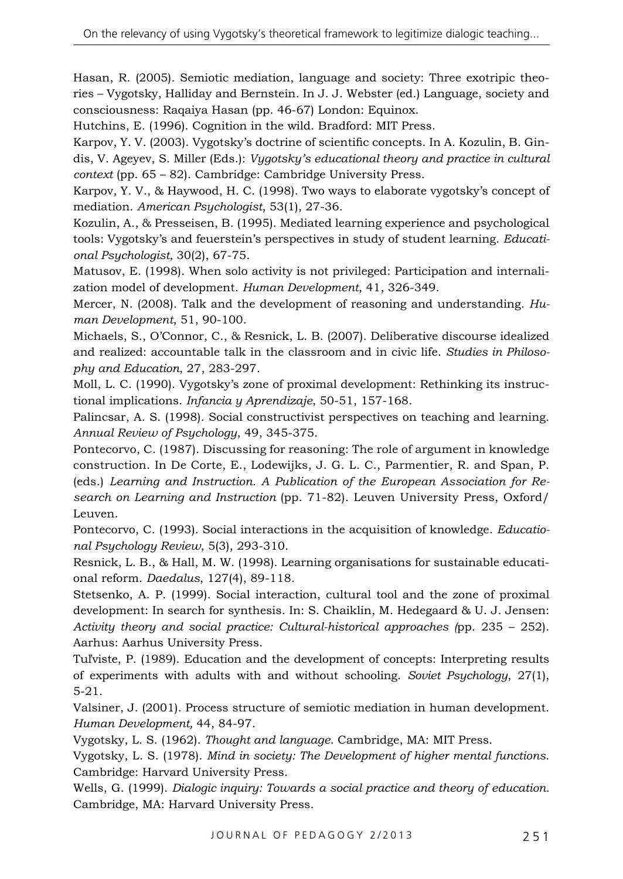Hasan, R. (2005). Semiotic mediation, language and society: Three exotripic theories – Vygotsky, Halliday and Bernstein. In J. J. Webster (ed.) Language, society and consciousness: Raqaiya Hasan (pp. 46-67) London: Equinox.

Hutchins, E. (1996). Cognition in the wild. Bradford: MIT Press.

Karpov, Y. V. (2003). Vygotsky's doctrine of scientific concepts. In A. Kozulin, B. Gindis, V. Ageyev, S. Miller (Eds.): *Vygotsky's educational theory and practice in cultural context* (pp. 65 – 82). Cambridge: Cambridge University Press.

Karpov, Y. V., & Haywood, H. C. (1998). Two ways to elaborate vygotsky's concept of mediation. *American Psychologist*, 53(1), 27-36.

Kozulin, A., & Presseisen, B. (1995). Mediated learning experience and psychological tools: Vygotsky's and feuerstein's perspectives in study of student learning. *Educational Psychologist,* 30(2), 67-75.

Matusov, E. (1998). When solo activity is not privileged: Participation and internalization model of development. *Human Development*, 41, 326-349.

Mercer, N. (2008). Talk and the development of reasoning and understanding. *Human Development*, 51, 90-100.

Michaels, S., O'Connor, C., & Resnick, L. B. (2007). Deliberative discourse idealized and realized: accountable talk in the classroom and in civic life. *Studies in Philosophy and Education*, 27, 283-297.

Moll, L. C. (1990). Vygotsky's zone of proximal development: Rethinking its instructional implications. *Infancia y Aprendizaje*, 50-51, 157-168.

Palincsar, A. S. (1998). Social constructivist perspectives on teaching and learning. *Annual Review of Psychology*, 49, 345-375.

Pontecorvo, C. (1987). Discussing for reasoning: The role of argument in knowledge construction. In De Corte, E., Lodewijks, J. G. L. C., Parmentier, R. and Span, P. (eds.) *Learning and Instruction. A Publication of the European Association for Research on Learning and Instruction* (pp. 71-82). Leuven University Press, Oxford/Leuven.

Pontecorvo, C. (1993). Social interactions in the acquisition of knowledge. *Educational Psychology Review*, 5(3), 293-310.

Resnick, L. B., & Hall, M. W. (1998). Learning organisations for sustainable educational reform. *Daedalus*, 127(4), 89-118.

Stetsenko, A. P. (1999). Social interaction, cultural tool and the zone of proximal development: In search for synthesis. In: S. Chaiklin, M. Hedegaard & U. J. Jensen: *Activity theory and social practice: Cultural-historical approaches (*pp. 235 – 252). Aarhus: Aarhus University Press.

Tul'viste, P. (1989). Education and the development of concepts: Interpreting results of experiments with adults with and without schooling. *Soviet Psychology*, 27(1), 5-21.

Valsiner, J. (2001). Process structure of semiotic mediation in human development. *Human Development,* 44, 84-97.

Vygotsky, L. S. (1962). *Thought and language*. Cambridge, MA: MIT Press.

Vygotsky, L. S. (1978). *Mind in society: The Development of higher mental functions*. Cambridge: Harvard University Press.

Wells, G. (1999). *Dialogic inquiry: Towards a social practice and theory of education.* Cambridge, MA: Harvard University Press.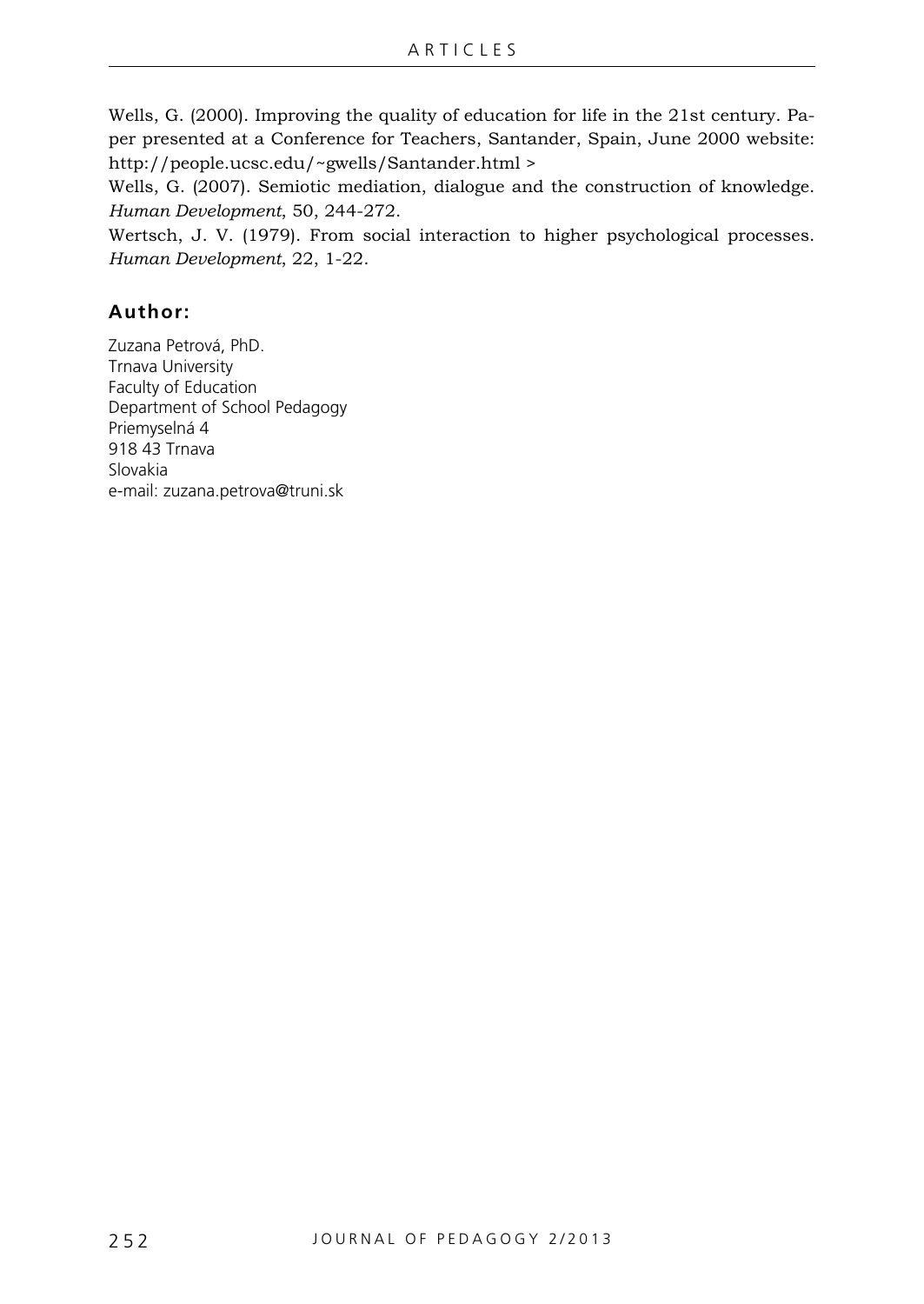Wells, G. (2000). Improving the quality of education for life in the 21st century. Paper presented at a Conference for Teachers, Santander, Spain, June 2000 website: http://people.ucsc.edu/~gwells/Santander.html >

Wells, G. (2007). Semiotic mediation, dialogue and the construction of knowledge. *Human Development*, 50, 244-272.

Wertsch, J. V. (1979). From social interaction to higher psychological processes. *Human Development*, 22, 1-22.

## Author:

Zuzana Petrová, PhD.
Trnava University
Faculty of Education
Department of School Pedagogy
Priemyselná 4
918 43 Trnava
Slovakia
e-mail: zuzana.petrova@truni.sk